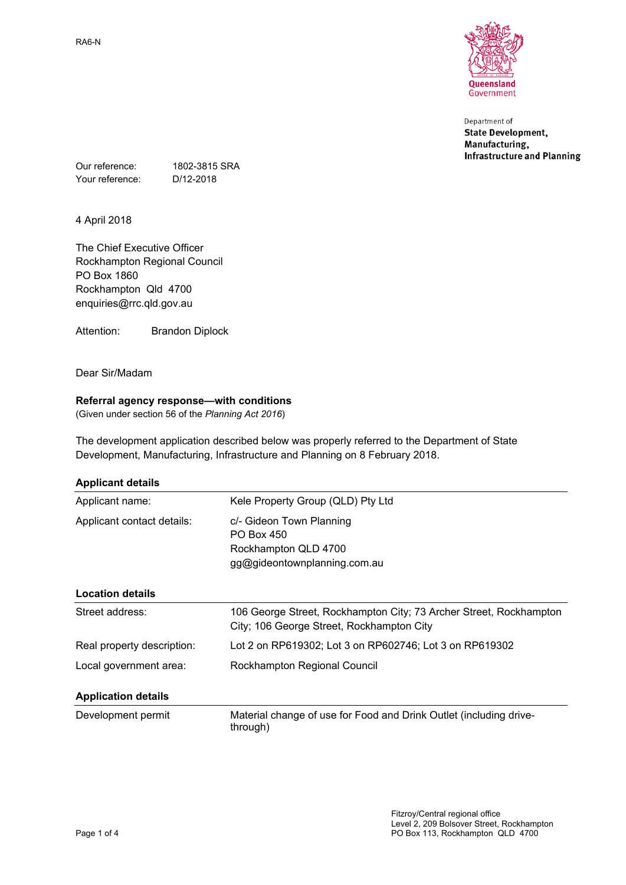RA6-N

Queensland Government

Department of
**State Development, Manufacturing, Infrastructure and Planning**

Our reference: 1802-3815 SRA
Your reference: D/12-2018

4 April 2018

The Chief Executive Officer
Rockhampton Regional Council
PO Box 1860
Rockhampton Qld 4700
enquiries@rrc.qld.gov.au

Attention: Brandon Diplock

Dear Sir/Madam

**Referral agency response—with conditions**
(Given under section 56 of the *Planning Act 2016*)

The development application described below was properly referred to the Department of State Development, Manufacturing, Infrastructure and Planning on 8 February 2018.

**Applicant details**

| | |
|---|---|
| Applicant name: | Kele Property Group (QLD) Pty Ltd |
| Applicant contact details: | c/- Gideon Town Planning<br>PO Box 450<br>Rockhampton QLD 4700<br>gg@gideontownplanning.com.au |

**Location details**

| | |
|---|---|
| Street address: | 106 George Street, Rockhampton City; 73 Archer Street, Rockhampton City; 106 George Street, Rockhampton City |
| Real property description: | Lot 2 on RP619302; Lot 3 on RP602746; Lot 3 on RP619302 |
| Local government area: | Rockhampton Regional Council |

**Application details**

| | |
|---|---|
| Development permit | Material change of use for Food and Drink Outlet (including drive-through) |

Fitzroy/Central regional office
Level 2, 209 Bolsover Street, Rockhampton
PO Box 113, Rockhampton QLD 4700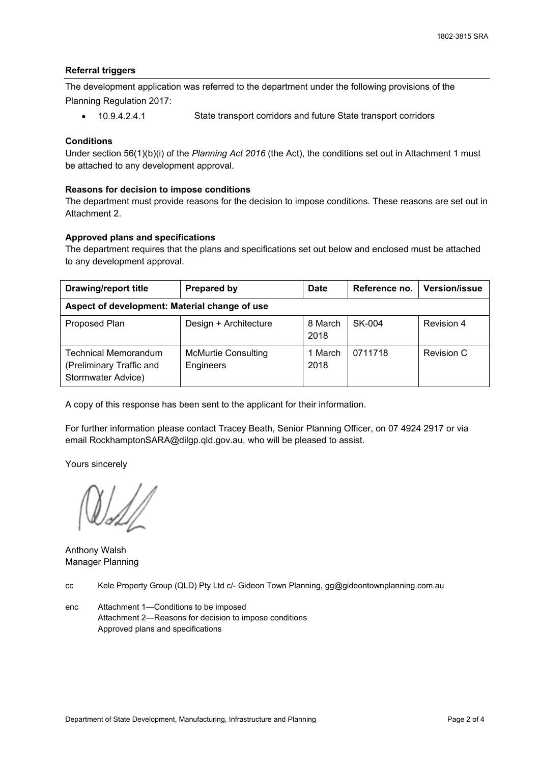### Referral triggers

The development application was referred to the department under the following provisions of the Planning Regulation 2017:

- 10.9.4.2.4.1 State transport corridors and future State transport corridors

### Conditions

Under section 56(1)(b)(i) of the *Planning Act 2016* (the Act), the conditions set out in Attachment 1 must be attached to any development approval.

### Reasons for decision to impose conditions

The department must provide reasons for the decision to impose conditions. These reasons are set out in Attachment 2.

### Approved plans and specifications

The department requires that the plans and specifications set out below and enclosed must be attached to any development approval.

| Drawing/report title | Prepared by | Date | Reference no. | Version/issue |
|---|---|---|---|---|
| **Aspect of development: Material change of use** | | | | |
| Proposed Plan | Design + Architecture | 8 March 2018 | SK-004 | Revision 4 |
| Technical Memorandum (Preliminary Traffic and Stormwater Advice) | McMurtie Consulting Engineers | 1 March 2018 | 0711718 | Revision C |

A copy of this response has been sent to the applicant for their information.

For further information please contact Tracey Beath, Senior Planning Officer, on 07 4924 2917 or via email RockhamptonSARA@dilgp.qld.gov.au, who will be pleased to assist.

Yours sincerely

Anthony Walsh
Manager Planning

cc Kele Property Group (QLD) Pty Ltd c/- Gideon Town Planning, gg@gideontownplanning.com.au

enc Attachment 1—Conditions to be imposed
Attachment 2—Reasons for decision to impose conditions
Approved plans and specifications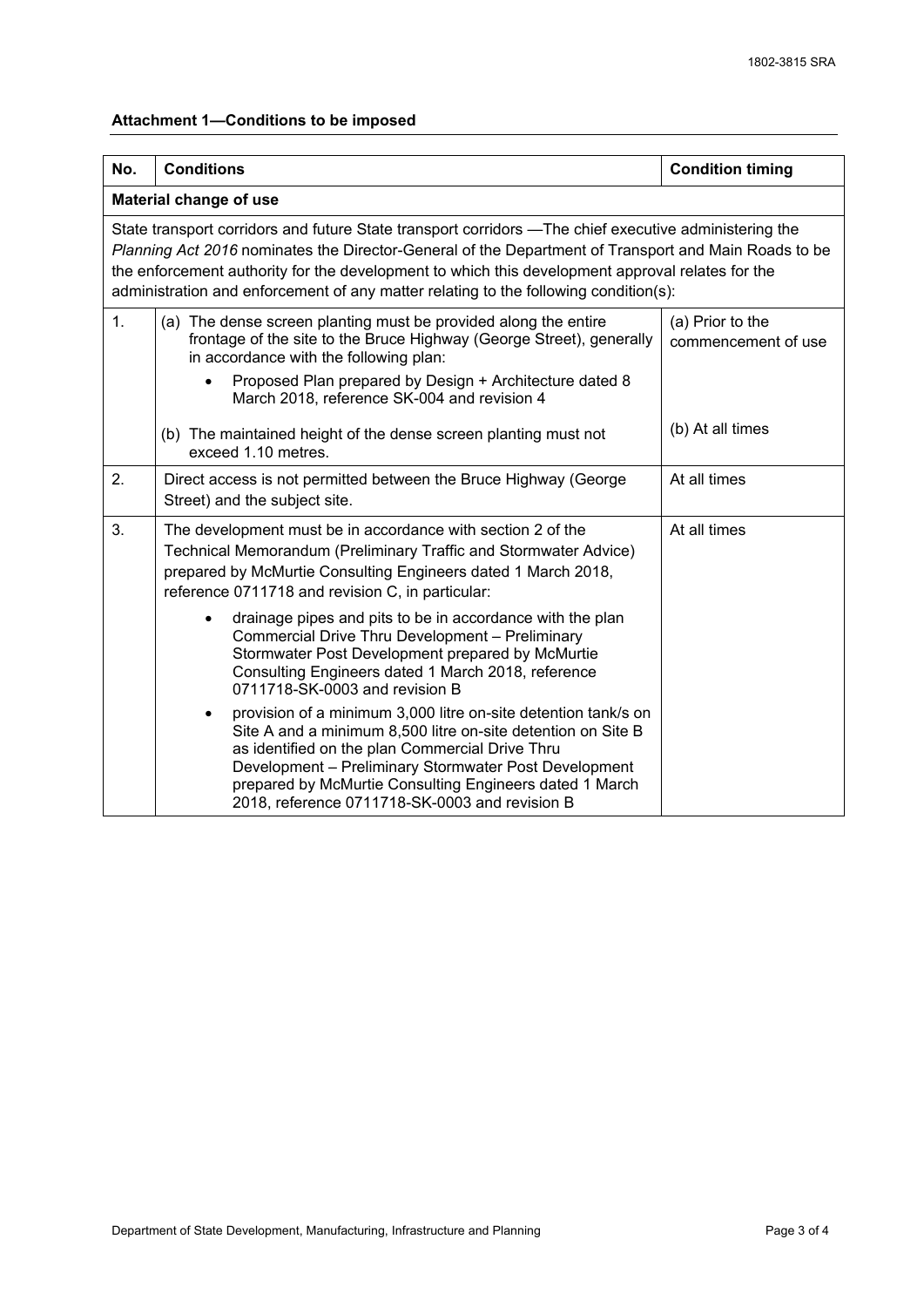**Attachment 1—Conditions to be imposed**

| No. | Conditions | Condition timing |
|---|---|---|
| **Material change of use** | | |
| State transport corridors and future State transport corridors —The chief executive administering the *Planning Act 2016* nominates the Director-General of the Department of Transport and Main Roads to be the enforcement authority for the development to which this development approval relates for the administration and enforcement of any matter relating to the following condition(s): | | |
| 1. | (a) The dense screen planting must be provided along the entire frontage of the site to the Bruce Highway (George Street), generally in accordance with the following plan: <br>• Proposed Plan prepared by Design + Architecture dated 8 March 2018, reference SK-004 and revision 4 | (a) Prior to the commencement of use |
| | (b) The maintained height of the dense screen planting must not exceed 1.10 metres. | (b) At all times |
| 2. | Direct access is not permitted between the Bruce Highway (George Street) and the subject site. | At all times |
| 3. | The development must be in accordance with section 2 of the Technical Memorandum (Preliminary Traffic and Stormwater Advice) prepared by McMurtie Consulting Engineers dated 1 March 2018, reference 0711718 and revision C, in particular: <br>• drainage pipes and pits to be in accordance with the plan Commercial Drive Thru Development – Preliminary Stormwater Post Development prepared by McMurtie Consulting Engineers dated 1 March 2018, reference 0711718-SK-0003 and revision B <br>• provision of a minimum 3,000 litre on-site detention tank/s on Site A and a minimum 8,500 litre on-site detention on Site B as identified on the plan Commercial Drive Thru Development – Preliminary Stormwater Post Development prepared by McMurtie Consulting Engineers dated 1 March 2018, reference 0711718-SK-0003 and revision B | At all times |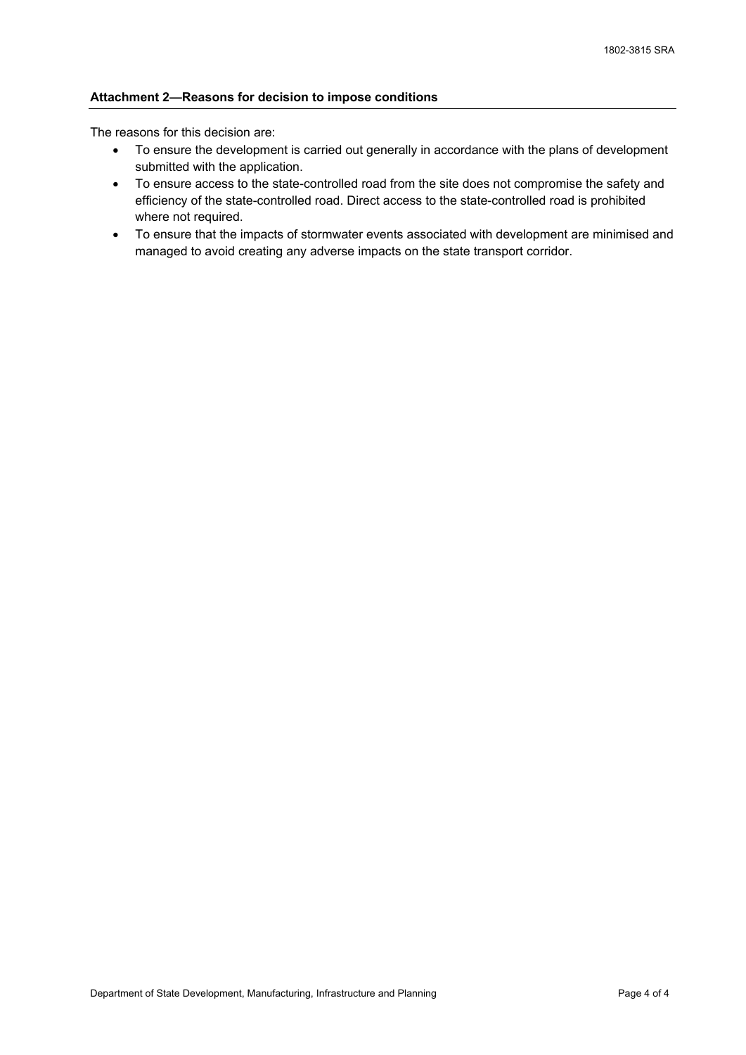**Attachment 2—Reasons for decision to impose conditions**

The reasons for this decision are:

- To ensure the development is carried out generally in accordance with the plans of development submitted with the application.
- To ensure access to the state-controlled road from the site does not compromise the safety and efficiency of the state-controlled road. Direct access to the state-controlled road is prohibited where not required.
- To ensure that the impacts of stormwater events associated with development are minimised and managed to avoid creating any adverse impacts on the state transport corridor.